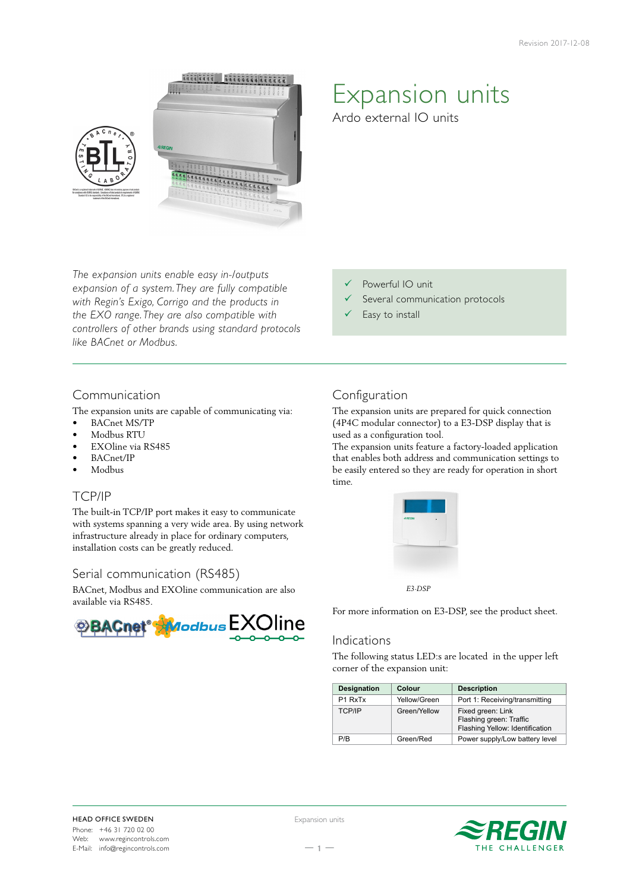Revision 2017-12-08

# Expansion units

Ardo external IO units

*The expansion units enable easy in-/outputs expansion of a system. They are fully compatible with Regin's Exigo, Corrigo and the products in the EXO range. They are also compatible with controllers of other brands using standard protocols like BACnet or Modbus.*

- ✓ Powerful IO unit
- ✓ Several communication protocols
- ✓ Easy to install

## Communication

The expansion units are capable of communicating via:

- BACnet MS/TP
- Modbus RTU
- EXOline via RS485
- BACnet/IP
- Modbus

## TCP/IP

The built-in TCP/IP port makes it easy to communicate with systems spanning a very wide area. By using network infrastructure already in place for ordinary computers, installation costs can be greatly reduced.

## Serial communication (RS485)

BACnet, Modbus and EXOline communication are also available via RS485.

## Configuration

The expansion units are prepared for quick connection (4P4C modular connector) to a E3-DSP display that is used as a configuration tool.

The expansion units feature a factory-loaded application that enables both address and communication settings to be easily entered so they are ready for operation in short time.

*E3-DSP*

For more information on E3-DSP, see the product sheet.

## Indications

The following status LED:s are located in the upper left corner of the expansion unit:

| Designation | Colour | Description |
| --- | --- | --- |
| P1 RxTx | Yellow/Green | Port 1: Receiving/transmitting |
| TCP/IP | Green/Yellow | Fixed green: Link<br>Flashing green: Traffic<br>Flashing Yellow: Identification |
| P/B | Green/Red | Power supply/Low battery level |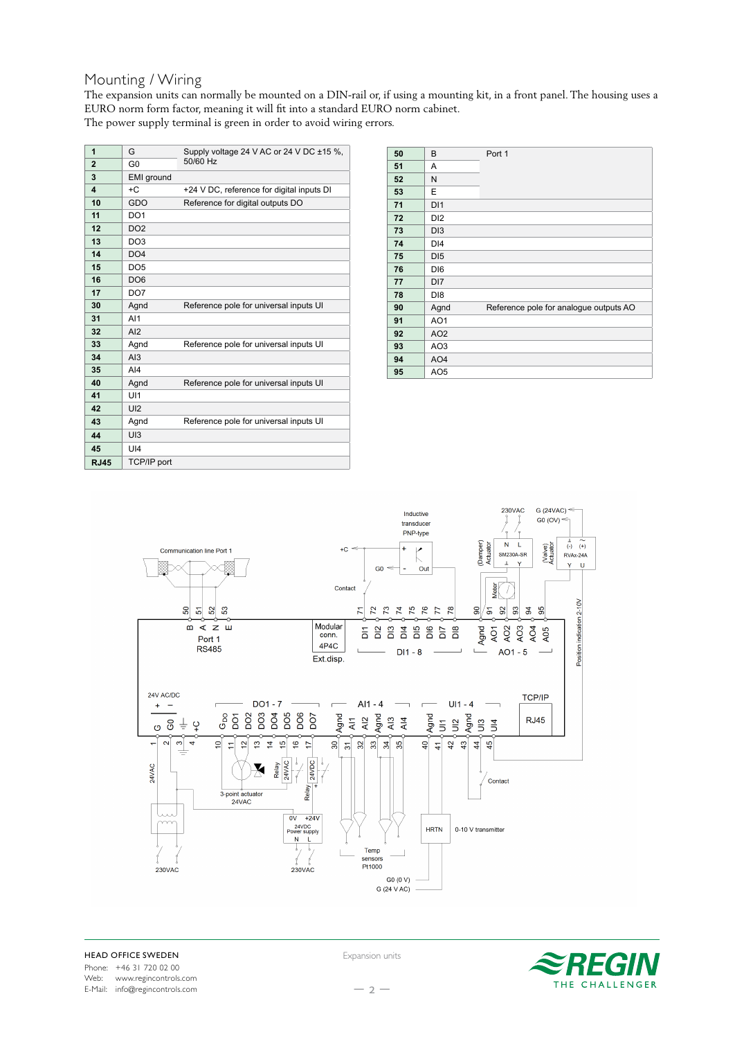## Mounting / Wiring

The expansion units can normally be mounted on a DIN-rail or, if using a mounting kit, in a front panel. The housing uses a EURO norm form factor, meaning it will fit into a standard EURO norm cabinet.
The power supply terminal is green in order to avoid wiring errors.

| | | |
|---|---|---|
| **1** | G | Supply voltage 24 V AC or 24 V DC ±15 %, 50/60 Hz |
| **2** | G0 | |
| **3** | EMI ground | |
| **4** | +C | +24 V DC, reference for digital inputs DI |
| **10** | GDO | Reference for digital outputs DO |
| **11** | DO1 | |
| **12** | DO2 | |
| **13** | DO3 | |
| **14** | DO4 | |
| **15** | DO5 | |
| **16** | DO6 | |
| **17** | DO7 | |
| **30** | Agnd | Reference pole for universal inputs UI |
| **31** | AI1 | |
| **32** | AI2 | |
| **33** | Agnd | Reference pole for universal inputs UI |
| **34** | AI3 | |
| **35** | AI4 | |
| **40** | Agnd | Reference pole for universal inputs UI |
| **41** | UI1 | |
| **42** | UI2 | |
| **43** | Agnd | Reference pole for universal inputs UI |
| **44** | UI3 | |
| **45** | UI4 | |
| **RJ45** | TCP/IP port | |

| | | |
|---|---|---|
| **50** | B | Port 1 |
| **51** | A | |
| **52** | N | |
| **53** | E | |
| **71** | DI1 | |
| **72** | DI2 | |
| **73** | DI3 | |
| **74** | DI4 | |
| **75** | DI5 | |
| **76** | DI6 | |
| **77** | DI7 | |
| **78** | DI8 | |
| **90** | Agnd | Reference pole for analogue outputs AO |
| **91** | AO1 | |
| **92** | AO2 | |
| **93** | AO3 | |
| **94** | AO4 | |
| **95** | AO5 | |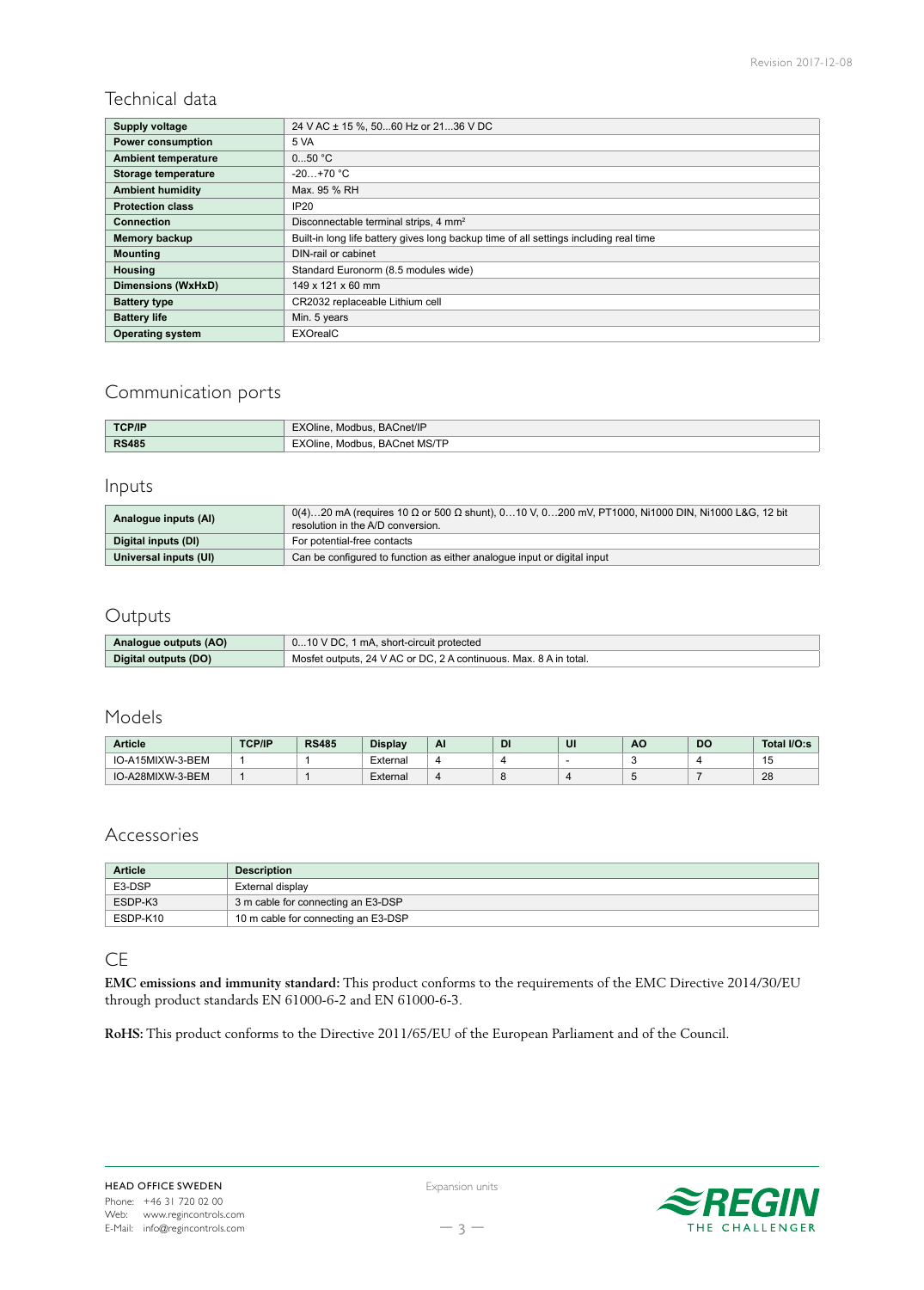## Technical data

| | |
|---|---|
| **Supply voltage** | 24 V AC ± 15 %, 50...60 Hz or 21...36 V DC |
| **Power consumption** | 5 VA |
| **Ambient temperature** | 0...50 °C |
| **Storage temperature** | -20…+70 °C |
| **Ambient humidity** | Max. 95 % RH |
| **Protection class** | IP20 |
| **Connection** | Disconnectable terminal strips, 4 mm² |
| **Memory backup** | Built-in long life battery gives long backup time of all settings including real time |
| **Mounting** | DIN-rail or cabinet |
| **Housing** | Standard Euronorm (8.5 modules wide) |
| **Dimensions (WxHxD)** | 149 x 121 x 60 mm |
| **Battery type** | CR2032 replaceable Lithium cell |
| **Battery life** | Min. 5 years |
| **Operating system** | EXOrealC |

## Communication ports

| | |
|---|---|
| **TCP/IP** | EXOline, Modbus, BACnet/IP |
| **RS485** | EXOline, Modbus, BACnet MS/TP |

## Inputs

| | |
|---|---|
| **Analogue inputs (AI)** | 0(4)…20 mA (requires 10 Ω or 500 Ω shunt), 0…10 V, 0…200 mV, PT1000, Ni1000 DIN, Ni1000 L&G, 12 bit resolution in the A/D conversion. |
| **Digital inputs (DI)** | For potential-free contacts |
| **Universal inputs (UI)** | Can be configured to function as either analogue input or digital input |

## Outputs

| | |
|---|---|
| **Analogue outputs (AO)** | 0...10 V DC, 1 mA, short-circuit protected |
| **Digital outputs (DO)** | Mosfet outputs, 24 V AC or DC, 2 A continuous. Max. 8 A in total. |

## Models

| Article | TCP/IP | RS485 | Display | AI | DI | UI | AO | DO | Total I/O:s |
|---|---|---|---|---|---|---|---|---|---|
| IO-A15MIXW-3-BEM | 1 | 1 | External | 4 | 4 | - | 3 | 4 | 15 |
| IO-A28MIXW-3-BEM | 1 | 1 | External | 4 | 8 | 4 | 5 | 7 | 28 |

## Accessories

| Article | Description |
|---|---|
| E3-DSP | External display |
| ESDP-K3 | 3 m cable for connecting an E3-DSP |
| ESDP-K10 | 10 m cable for connecting an E3-DSP |

## CE

**EMC emissions and immunity standard:** This product conforms to the requirements of the EMC Directive 2014/30/EU through product standards EN 61000-6-2 and EN 61000-6-3.

**RoHS:** This product conforms to the Directive 2011/65/EU of the European Parliament and of the Council.

HEAD OFFICE SWEDEN
Phone: +46 31 720 02 00
Web: www.regincontrols.com
E-Mail: info@regincontrols.com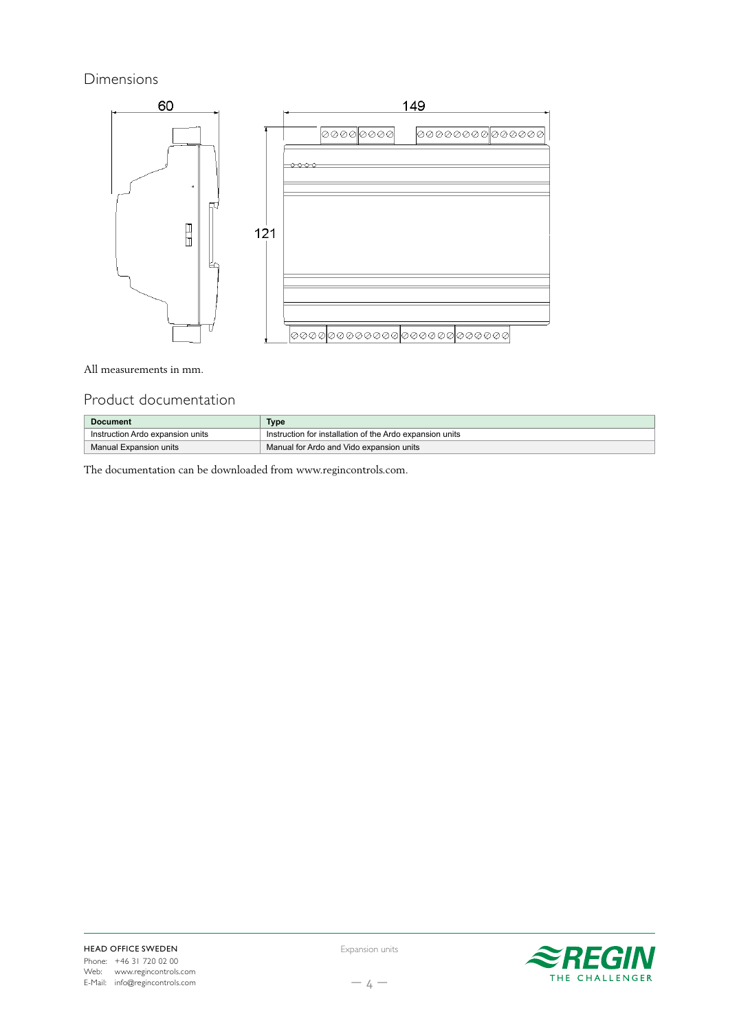## Dimensions

60

149

121

All measurements in mm.

## Product documentation

| Document | Type |
|---|---|
| Instruction Ardo expansion units | Instruction for installation of the Ardo expansion units |
| Manual Expansion units | Manual for Ardo and Vido expansion units |

The documentation can be downloaded from www.regincontrols.com.

HEAD OFFICE SWEDEN
Phone: +46 31 720 02 00
Web: www.regincontrols.com
E-Mail: info@regincontrols.com